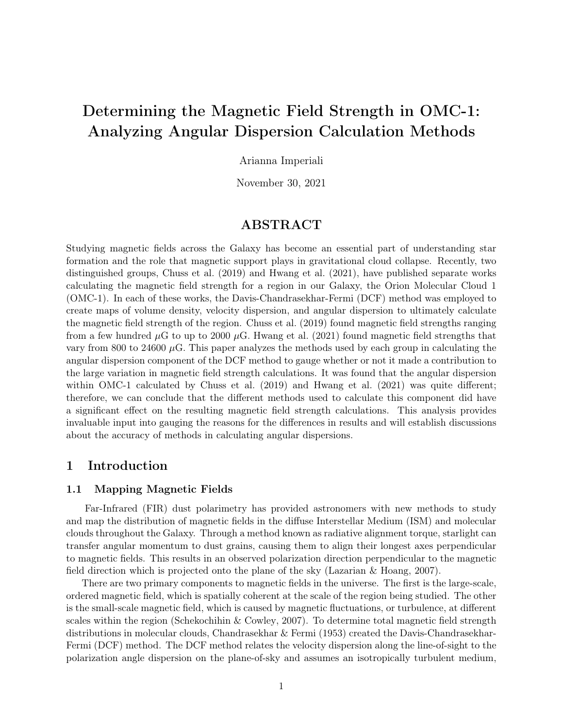# Determining the Magnetic Field Strength in OMC-1: Analyzing Angular Dispersion Calculation Methods

Arianna Imperiali

November 30, 2021

## ABSTRACT

Studying magnetic fields across the Galaxy has become an essential part of understanding star formation and the role that magnetic support plays in gravitational cloud collapse. Recently, two distinguished groups, Chuss et al. (2019) and Hwang et al. (2021), have published separate works calculating the magnetic field strength for a region in our Galaxy, the Orion Molecular Cloud 1 (OMC-1). In each of these works, the Davis-Chandrasekhar-Fermi (DCF) method was employed to create maps of volume density, velocity dispersion, and angular dispersion to ultimately calculate the magnetic field strength of the region. Chuss et al. (2019) found magnetic field strengths ranging from a few hundred $\mu$G to up to 2000 $\mu$G. Hwang et al. (2021) found magnetic field strengths that vary from 800 to 24600 $\mu$G. This paper analyzes the methods used by each group in calculating the angular dispersion component of the DCF method to gauge whether or not it made a contribution to the large variation in magnetic field strength calculations. It was found that the angular dispersion within OMC-1 calculated by Chuss et al. (2019) and Hwang et al. (2021) was quite different; therefore, we can conclude that the different methods used to calculate this component did have a significant effect on the resulting magnetic field strength calculations. This analysis provides invaluable input into gauging the reasons for the differences in results and will establish discussions about the accuracy of methods in calculating angular dispersions.

## 1 Introduction

### 1.1 Mapping Magnetic Fields

Far-Infrared (FIR) dust polarimetry has provided astronomers with new methods to study and map the distribution of magnetic fields in the diffuse Interstellar Medium (ISM) and molecular clouds throughout the Galaxy. Through a method known as radiative alignment torque, starlight can transfer angular momentum to dust grains, causing them to align their longest axes perpendicular to magnetic fields. This results in an observed polarization direction perpendicular to the magnetic field direction which is projected onto the plane of the sky (Lazarian & Hoang, 2007).

There are two primary components to magnetic fields in the universe. The first is the large-scale, ordered magnetic field, which is spatially coherent at the scale of the region being studied. The other is the small-scale magnetic field, which is caused by magnetic fluctuations, or turbulence, at different scales within the region (Schekochihin & Cowley, 2007). To determine total magnetic field strength distributions in molecular clouds, Chandrasekhar & Fermi (1953) created the Davis-Chandrasekhar-Fermi (DCF) method. The DCF method relates the velocity dispersion along the line-of-sight to the polarization angle dispersion on the plane-of-sky and assumes an isotropically turbulent medium,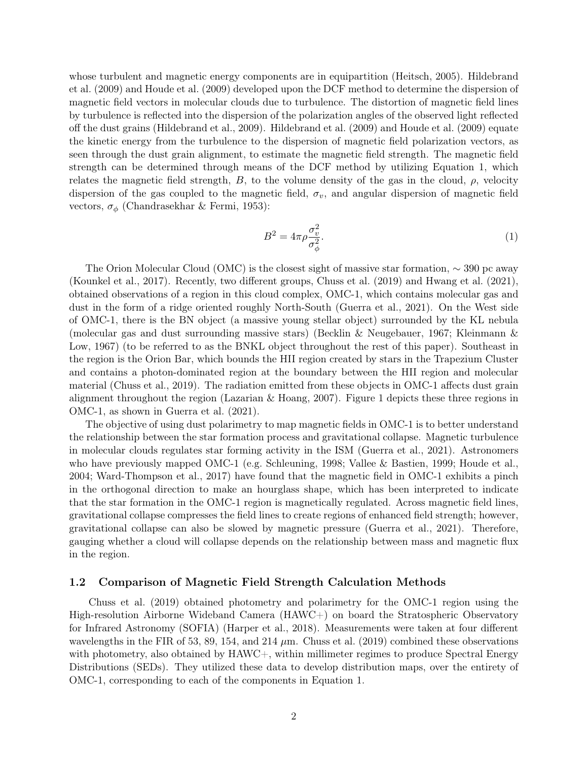whose turbulent and magnetic energy components are in equipartition (Heitsch, 2005). Hildebrand et al. (2009) and Houde et al. (2009) developed upon the DCF method to determine the dispersion of magnetic field vectors in molecular clouds due to turbulence. The distortion of magnetic field lines by turbulence is reflected into the dispersion of the polarization angles of the observed light reflected off the dust grains (Hildebrand et al., 2009). Hildebrand et al. (2009) and Houde et al. (2009) equate the kinetic energy from the turbulence to the dispersion of magnetic field polarization vectors, as seen through the dust grain alignment, to estimate the magnetic field strength. The magnetic field strength can be determined through means of the DCF method by utilizing Equation 1, which relates the magnetic field strength, $B$, to the volume density of the gas in the cloud, $\rho$, velocity dispersion of the gas coupled to the magnetic field, $\sigma_v$, and angular dispersion of magnetic field vectors, $\sigma_\phi$ (Chandrasekhar & Fermi, 1953):

$$B^2 = 4\pi\rho\frac{\sigma_v^2}{\sigma_\phi^2}. \tag{1}$$

The Orion Molecular Cloud (OMC) is the closest sight of massive star formation, $\sim 390$ pc away (Kounkel et al., 2017). Recently, two different groups, Chuss et al. (2019) and Hwang et al. (2021), obtained observations of a region in this cloud complex, OMC-1, which contains molecular gas and dust in the form of a ridge oriented roughly North-South (Guerra et al., 2021). On the West side of OMC-1, there is the BN object (a massive young stellar object) surrounded by the KL nebula (molecular gas and dust surrounding massive stars) (Becklin & Neugebauer, 1967; Kleinmann & Low, 1967) (to be referred to as the BNKL object throughout the rest of this paper). Southeast in the region is the Orion Bar, which bounds the HII region created by stars in the Trapezium Cluster and contains a photon-dominated region at the boundary between the HII region and molecular material (Chuss et al., 2019). The radiation emitted from these objects in OMC-1 affects dust grain alignment throughout the region (Lazarian & Hoang, 2007). Figure 1 depicts these three regions in OMC-1, as shown in Guerra et al. (2021).

The objective of using dust polarimetry to map magnetic fields in OMC-1 is to better understand the relationship between the star formation process and gravitational collapse. Magnetic turbulence in molecular clouds regulates star forming activity in the ISM (Guerra et al., 2021). Astronomers who have previously mapped OMC-1 (e.g. Schleuning, 1998; Vallee & Bastien, 1999; Houde et al., 2004; Ward-Thompson et al., 2017) have found that the magnetic field in OMC-1 exhibits a pinch in the orthogonal direction to make an hourglass shape, which has been interpreted to indicate that the star formation in the OMC-1 region is magnetically regulated. Across magnetic field lines, gravitational collapse compresses the field lines to create regions of enhanced field strength; however, gravitational collapse can also be slowed by magnetic pressure (Guerra et al., 2021). Therefore, gauging whether a cloud will collapse depends on the relationship between mass and magnetic flux in the region.

### 1.2 Comparison of Magnetic Field Strength Calculation Methods

Chuss et al. (2019) obtained photometry and polarimetry for the OMC-1 region using the High-resolution Airborne Wideband Camera (HAWC+) on board the Stratospheric Observatory for Infrared Astronomy (SOFIA) (Harper et al., 2018). Measurements were taken at four different wavelengths in the FIR of 53, 89, 154, and 214 $\mu$m. Chuss et al. (2019) combined these observations with photometry, also obtained by HAWC+, within millimeter regimes to produce Spectral Energy Distributions (SEDs). They utilized these data to develop distribution maps, over the entirety of OMC-1, corresponding to each of the components in Equation 1.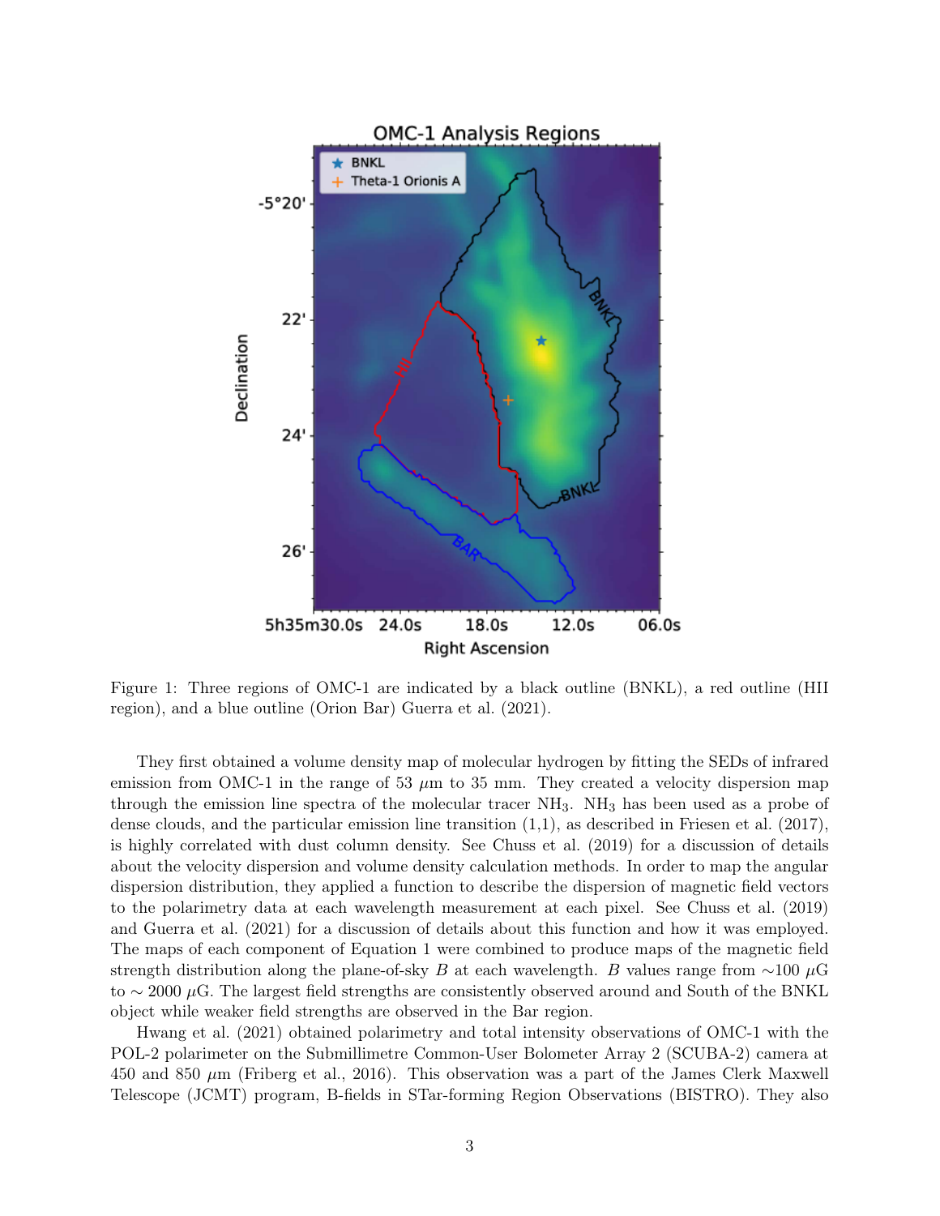Figure 1: Three regions of OMC-1 are indicated by a black outline (BNKL), a red outline (HII region), and a blue outline (Orion Bar) Guerra et al. (2021).

They first obtained a volume density map of molecular hydrogen by fitting the SEDs of infrared emission from OMC-1 in the range of 53 $\mu$m to 35 mm. They created a velocity dispersion map through the emission line spectra of the molecular tracer $NH_3$. $NH_3$ has been used as a probe of dense clouds, and the particular emission line transition (1,1), as described in Friesen et al. (2017), is highly correlated with dust column density. See Chuss et al. (2019) for a discussion of details about the velocity dispersion and volume density calculation methods. In order to map the angular dispersion distribution, they applied a function to describe the dispersion of magnetic field vectors to the polarimetry data at each wavelength measurement at each pixel. See Chuss et al. (2019) and Guerra et al. (2021) for a discussion of details about this function and how it was employed. The maps of each component of Equation 1 were combined to produce maps of the magnetic field strength distribution along the plane-of-sky $B$ at each wavelength. $B$ values range from $\sim$100 $\mu$G to $\sim$ 2000 $\mu$G. The largest field strengths are consistently observed around and South of the BNKL object while weaker field strengths are observed in the Bar region.

Hwang et al. (2021) obtained polarimetry and total intensity observations of OMC-1 with the POL-2 polarimeter on the Submillimetre Common-User Bolometer Array 2 (SCUBA-2) camera at 450 and 850 $\mu$m (Friberg et al., 2016). This observation was a part of the James Clerk Maxwell Telescope (JCMT) program, B-fields in STar-forming Region Observations (BISTRO). They also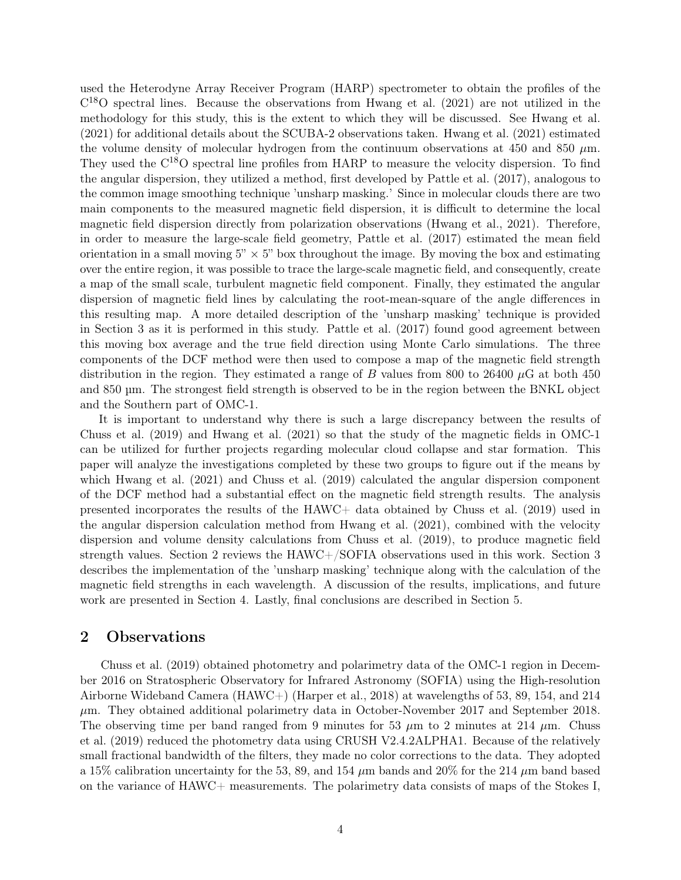used the Heterodyne Array Receiver Program (HARP) spectrometer to obtain the profiles of the $C^{18}O$ spectral lines. Because the observations from Hwang et al. (2021) are not utilized in the methodology for this study, this is the extent to which they will be discussed. See Hwang et al. (2021) for additional details about the SCUBA-2 observations taken. Hwang et al. (2021) estimated the volume density of molecular hydrogen from the continuum observations at 450 and 850 $\mu$m. They used the $C^{18}O$ spectral line profiles from HARP to measure the velocity dispersion. To find the angular dispersion, they utilized a method, first developed by Pattle et al. (2017), analogous to the common image smoothing technique 'unsharp masking.' Since in molecular clouds there are two main components to the measured magnetic field dispersion, it is difficult to determine the local magnetic field dispersion directly from polarization observations (Hwang et al., 2021). Therefore, in order to measure the large-scale field geometry, Pattle et al. (2017) estimated the mean field orientation in a small moving 5" × 5" box throughout the image. By moving the box and estimating over the entire region, it was possible to trace the large-scale magnetic field, and consequently, create a map of the small scale, turbulent magnetic field component. Finally, they estimated the angular dispersion of magnetic field lines by calculating the root-mean-square of the angle differences in this resulting map. A more detailed description of the 'unsharp masking' technique is provided in Section 3 as it is performed in this study. Pattle et al. (2017) found good agreement between this moving box average and the true field direction using Monte Carlo simulations. The three components of the DCF method were then used to compose a map of the magnetic field strength distribution in the region. They estimated a range of $B$ values from 800 to 26400 $\mu$G at both 450 and 850 µm. The strongest field strength is observed to be in the region between the BNKL object and the Southern part of OMC-1.

It is important to understand why there is such a large discrepancy between the results of Chuss et al. (2019) and Hwang et al. (2021) so that the study of the magnetic fields in OMC-1 can be utilized for further projects regarding molecular cloud collapse and star formation. This paper will analyze the investigations completed by these two groups to figure out if the means by which Hwang et al. (2021) and Chuss et al. (2019) calculated the angular dispersion component of the DCF method had a substantial effect on the magnetic field strength results. The analysis presented incorporates the results of the HAWC+ data obtained by Chuss et al. (2019) used in the angular dispersion calculation method from Hwang et al. (2021), combined with the velocity dispersion and volume density calculations from Chuss et al. (2019), to produce magnetic field strength values. Section 2 reviews the HAWC+/SOFIA observations used in this work. Section 3 describes the implementation of the 'unsharp masking' technique along with the calculation of the magnetic field strengths in each wavelength. A discussion of the results, implications, and future work are presented in Section 4. Lastly, final conclusions are described in Section 5.

## 2 Observations

Chuss et al. (2019) obtained photometry and polarimetry data of the OMC-1 region in December 2016 on Stratospheric Observatory for Infrared Astronomy (SOFIA) using the High-resolution Airborne Wideband Camera (HAWC+) (Harper et al., 2018) at wavelengths of 53, 89, 154, and 214 $\mu$m. They obtained additional polarimetry data in October-November 2017 and September 2018. The observing time per band ranged from 9 minutes for 53 $\mu$m to 2 minutes at 214 $\mu$m. Chuss et al. (2019) reduced the photometry data using CRUSH V2.4.2ALPHA1. Because of the relatively small fractional bandwidth of the filters, they made no color corrections to the data. They adopted a 15% calibration uncertainty for the 53, 89, and 154 $\mu$m bands and 20% for the 214 $\mu$m band based on the variance of HAWC+ measurements. The polarimetry data consists of maps of the Stokes I,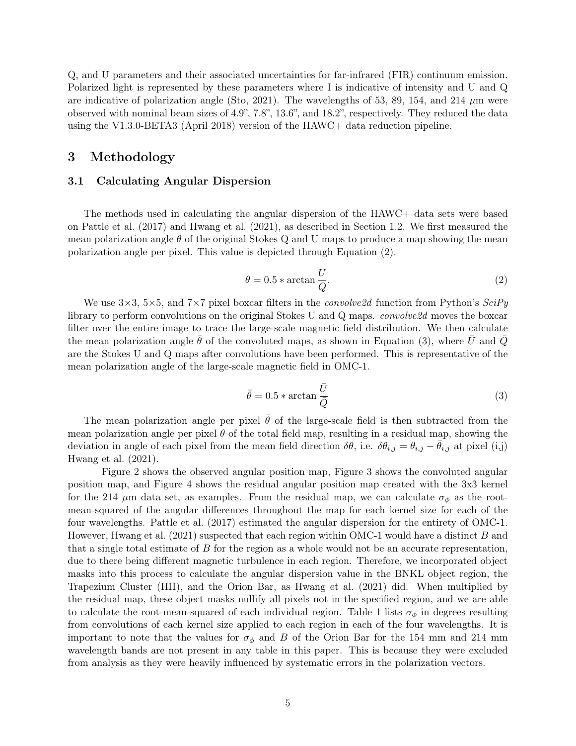Q, and U parameters and their associated uncertainties for far-infrared (FIR) continuum emission. Polarized light is represented by these parameters where I is indicative of intensity and U and Q are indicative of polarization angle (Sto, 2021). The wavelengths of 53, 89, 154, and 214 $\mu$m were observed with nominal beam sizes of 4.9", 7.8", 13.6", and 18.2", respectively. They reduced the data using the V1.3.0-BETA3 (April 2018) version of the HAWC+ data reduction pipeline.

# 3 Methodology

## 3.1 Calculating Angular Dispersion

The methods used in calculating the angular dispersion of the HAWC+ data sets were based on Pattle et al. (2017) and Hwang et al. (2021), as described in Section 1.2. We first measured the mean polarization angle $\theta$ of the original Stokes Q and U maps to produce a map showing the mean polarization angle per pixel. This value is depicted through Equation (2).

$$\theta = 0.5 * \arctan \frac{U}{Q}. \tag{2}$$

We use 3×3, 5×5, and 7×7 pixel boxcar filters in the *convolve2d* function from Python's *SciPy* library to perform convolutions on the original Stokes U and Q maps. *convolve2d* moves the boxcar filter over the entire image to trace the large-scale magnetic field distribution. We then calculate the mean polarization angle $\bar{\theta}$ of the convoluted maps, as shown in Equation (3), where $\bar{U}$ and $\bar{Q}$ are the Stokes U and Q maps after convolutions have been performed. This is representative of the mean polarization angle of the large-scale magnetic field in OMC-1.

$$\bar{\theta} = 0.5 * \arctan \frac{\bar{U}}{\bar{Q}} \tag{3}$$

The mean polarization angle per pixel $\bar{\theta}$ of the large-scale field is then subtracted from the mean polarization angle per pixel $\theta$ of the total field map, resulting in a residual map, showing the deviation in angle of each pixel from the mean field direction $\delta\theta$, i.e. $\delta\theta_{i,j} = \theta_{i,j} - \bar{\theta}_{i,j}$ at pixel (i,j) Hwang et al. (2021).

Figure 2 shows the observed angular position map, Figure 3 shows the convoluted angular position map, and Figure 4 shows the residual angular position map created with the 3x3 kernel for the 214 $\mu$m data set, as examples. From the residual map, we can calculate $\sigma_\phi$ as the root-mean-squared of the angular differences throughout the map for each kernel size for each of the four wavelengths. Pattle et al. (2017) estimated the angular dispersion for the entirety of OMC-1. However, Hwang et al. (2021) suspected that each region within OMC-1 would have a distinct $B$ and that a single total estimate of $B$ for the region as a whole would not be an accurate representation, due to there being different magnetic turbulence in each region. Therefore, we incorporated object masks into this process to calculate the angular dispersion value in the BNKL object region, the Trapezium Cluster (HII), and the Orion Bar, as Hwang et al. (2021) did. When multiplied by the residual map, these object masks nullify all pixels not in the specified region, and we are able to calculate the root-mean-squared of each individual region. Table 1 lists $\sigma_\phi$ in degrees resulting from convolutions of each kernel size applied to each region in each of the four wavelengths. It is important to note that the values for $\sigma_\phi$ and $B$ of the Orion Bar for the 154 mm and 214 mm wavelength bands are not present in any table in this paper. This is because they were excluded from analysis as they were heavily influenced by systematic errors in the polarization vectors.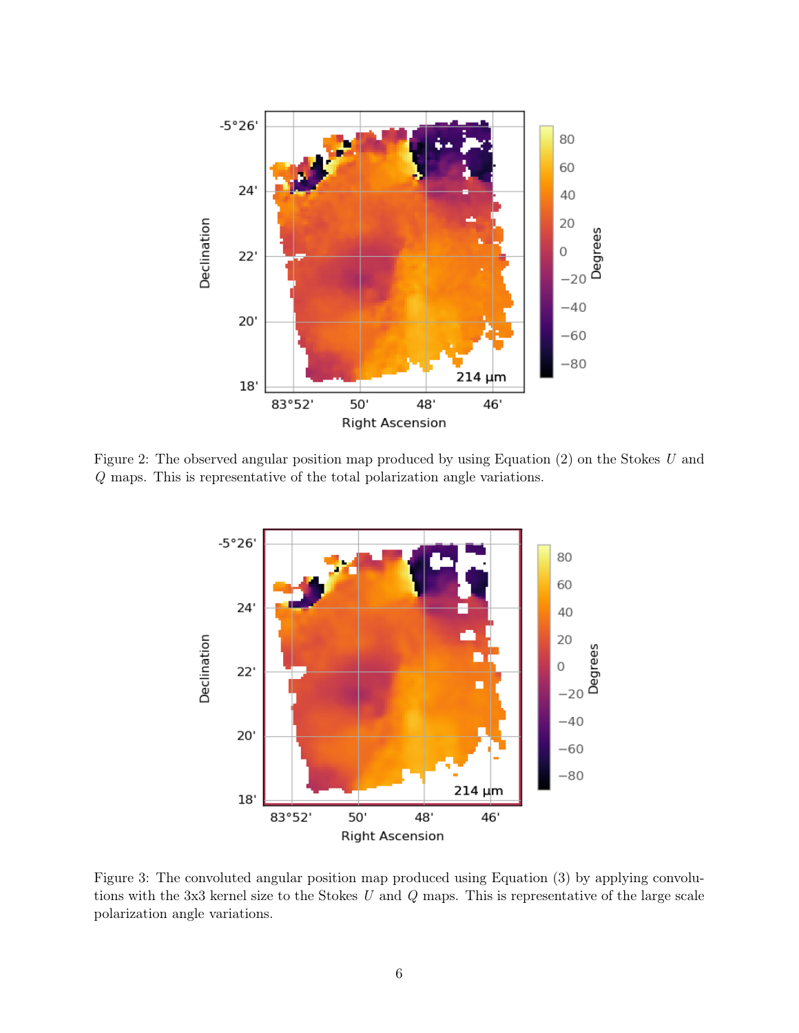Figure 2: The observed angular position map produced by using Equation (2) on the Stokes $U$ and $Q$ maps. This is representative of the total polarization angle variations.

Figure 3: The convoluted angular position map produced using Equation (3) by applying convolutions with the 3x3 kernel size to the Stokes $U$ and $Q$ maps. This is representative of the large scale polarization angle variations.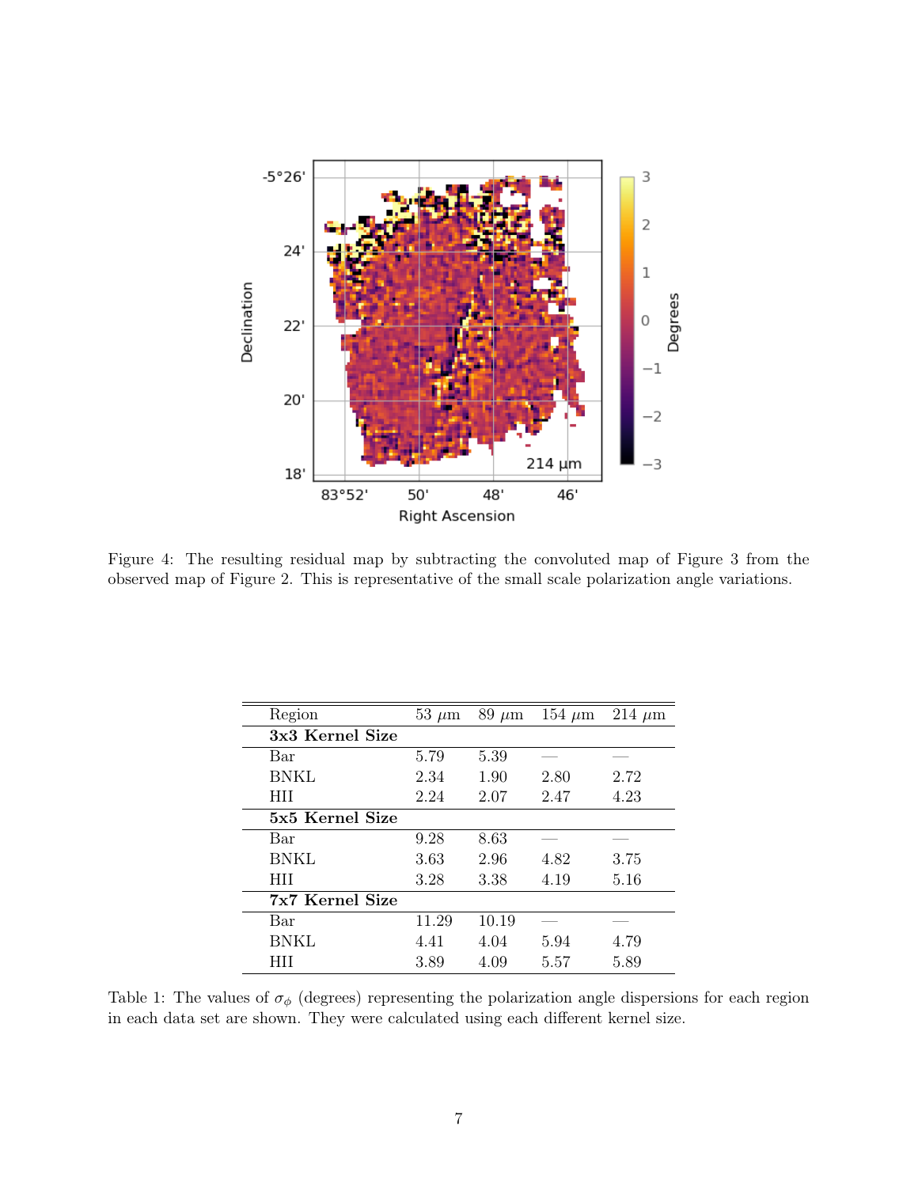Figure 4: The resulting residual map by subtracting the convoluted map of Figure 3 from the observed map of Figure 2. This is representative of the small scale polarization angle variations.

| Region | 53 $\mu$m | 89 $\mu$m | 154 $\mu$m | 214 $\mu$m |
|---|---|---|---|---|
| **3x3 Kernel Size** | | | | |
| Bar | 5.79 | 5.39 | — | — |
| BNKL | 2.34 | 1.90 | 2.80 | 2.72 |
| HII | 2.24 | 2.07 | 2.47 | 4.23 |
| **5x5 Kernel Size** | | | | |
| Bar | 9.28 | 8.63 | — | — |
| BNKL | 3.63 | 2.96 | 4.82 | 3.75 |
| HII | 3.28 | 3.38 | 4.19 | 5.16 |
| **7x7 Kernel Size** | | | | |
| Bar | 11.29 | 10.19 | — | — |
| BNKL | 4.41 | 4.04 | 5.94 | 4.79 |
| HII | 3.89 | 4.09 | 5.57 | 5.89 |

Table 1: The values of $\sigma_\phi$ (degrees) representing the polarization angle dispersions for each region in each data set are shown. They were calculated using each different kernel size.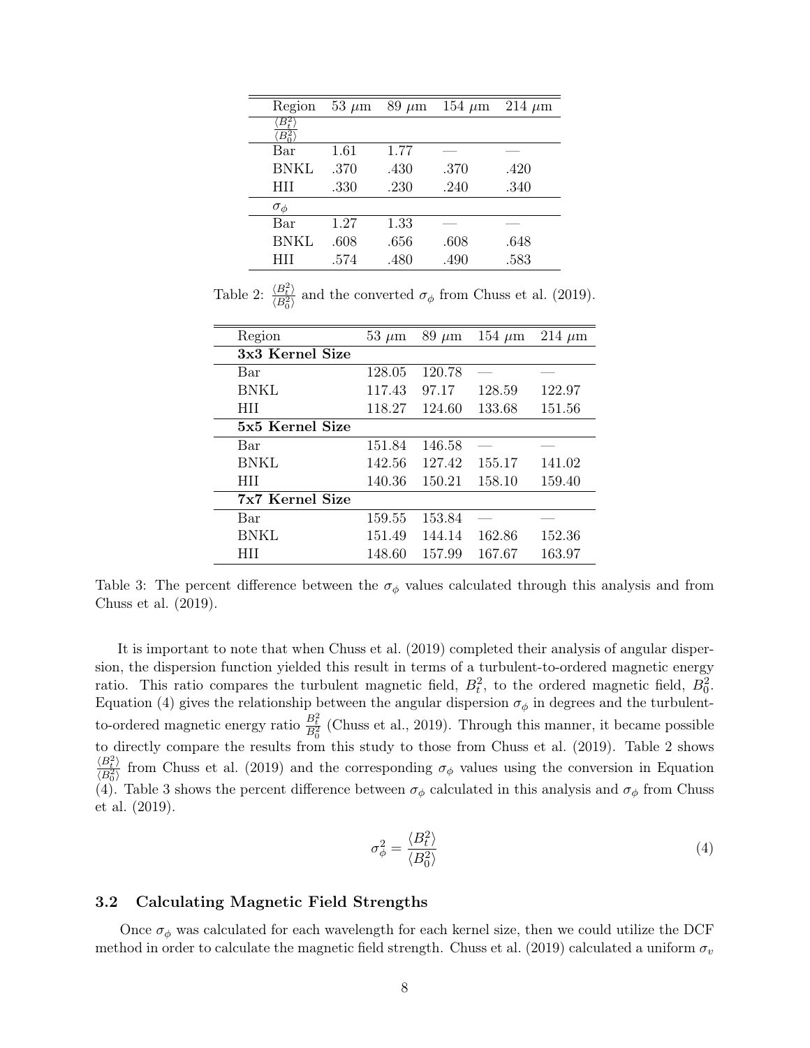| Region | 53 $\mu$m | 89 $\mu$m | 154 $\mu$m | 214 $\mu$m |
|---|---|---|---|---|
| $\frac{\langle B_t^2 \rangle}{\langle B_0^2 \rangle}$ | | | | |
| Bar | 1.61 | 1.77 | — | — |
| BNKL | .370 | .430 | .370 | .420 |
| HII | .330 | .230 | .240 | .340 |
| $\sigma_\phi$ | | | | |
| Bar | 1.27 | 1.33 | — | — |
| BNKL | .608 | .656 | .608 | .648 |
| HII | .574 | .480 | .490 | .583 |

Table 2: $\frac{\langle B_t^2 \rangle}{\langle B_0^2 \rangle}$ and the converted $\sigma_\phi$ from Chuss et al. (2019).

| Region | 53 $\mu$m | 89 $\mu$m | 154 $\mu$m | 214 $\mu$m |
|---|---|---|---|---|
| **3x3 Kernel Size** | | | | |
| Bar | 128.05 | 120.78 | — | — |
| BNKL | 117.43 | 97.17 | 128.59 | 122.97 |
| HII | 118.27 | 124.60 | 133.68 | 151.56 |
| **5x5 Kernel Size** | | | | |
| Bar | 151.84 | 146.58 | — | — |
| BNKL | 142.56 | 127.42 | 155.17 | 141.02 |
| HII | 140.36 | 150.21 | 158.10 | 159.40 |
| **7x7 Kernel Size** | | | | |
| Bar | 159.55 | 153.84 | — | — |
| BNKL | 151.49 | 144.14 | 162.86 | 152.36 |
| HII | 148.60 | 157.99 | 167.67 | 163.97 |

Table 3: The percent difference between the $\sigma_\phi$ values calculated through this analysis and from Chuss et al. (2019).

It is important to note that when Chuss et al. (2019) completed their analysis of angular dispersion, the dispersion function yielded this result in terms of a turbulent-to-ordered magnetic energy ratio. This ratio compares the turbulent magnetic field, $B_t^2$, to the ordered magnetic field, $B_0^2$. Equation (4) gives the relationship between the angular dispersion $\sigma_\phi$ in degrees and the turbulent-to-ordered magnetic energy ratio $\frac{B_t^2}{B_0^2}$ (Chuss et al., 2019). Through this manner, it became possible to directly compare the results from this study to those from Chuss et al. (2019). Table 2 shows $\frac{\langle B_t^2 \rangle}{\langle B_0^2 \rangle}$ from Chuss et al. (2019) and the corresponding $\sigma_\phi$ values using the conversion in Equation (4). Table 3 shows the percent difference between $\sigma_\phi$ calculated in this analysis and $\sigma_\phi$ from Chuss et al. (2019).

$$\sigma_\phi^2 = \frac{\langle B_t^2 \rangle}{\langle B_0^2 \rangle} \tag{4}$$

### 3.2 Calculating Magnetic Field Strengths

Once $\sigma_\phi$ was calculated for each wavelength for each kernel size, then we could utilize the DCF method in order to calculate the magnetic field strength. Chuss et al. (2019) calculated a uniform $\sigma_v$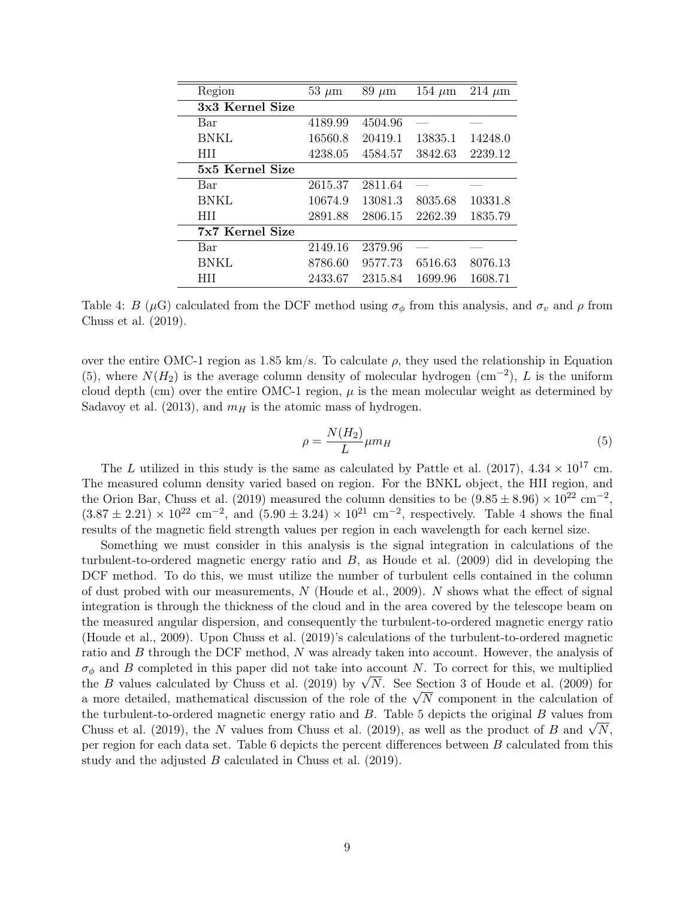| Region | 53 $\mu$m | 89 $\mu$m | 154 $\mu$m | 214 $\mu$m |
|---|---|---|---|---|
| **3x3 Kernel Size** | | | | |
| Bar | 4189.99 | 4504.96 | — | — |
| BNKL | 16560.8 | 20419.1 | 13835.1 | 14248.0 |
| HII | 4238.05 | 4584.57 | 3842.63 | 2239.12 |
| **5x5 Kernel Size** | | | | |
| Bar | 2615.37 | 2811.64 | — | — |
| BNKL | 10674.9 | 13081.3 | 8035.68 | 10331.8 |
| HII | 2891.88 | 2806.15 | 2262.39 | 1835.79 |
| **7x7 Kernel Size** | | | | |
| Bar | 2149.16 | 2379.96 | — | — |
| BNKL | 8786.60 | 9577.73 | 6516.63 | 8076.13 |
| HII | 2433.67 | 2315.84 | 1699.96 | 1608.71 |

Table 4: $B$ ($\mu$G) calculated from the DCF method using $\sigma_\phi$ from this analysis, and $\sigma_v$ and $\rho$ from Chuss et al. (2019).

over the entire OMC-1 region as 1.85 km/s. To calculate $\rho$, they used the relationship in Equation (5), where $N(H_2)$ is the average column density of molecular hydrogen (cm$^{-2}$), $L$ is the uniform cloud depth (cm) over the entire OMC-1 region, $\mu$ is the mean molecular weight as determined by Sadavoy et al. (2013), and $m_H$ is the atomic mass of hydrogen.

$$\rho = \frac{N(H_2)}{L}\mu m_H \tag{5}$$

The $L$ utilized in this study is the same as calculated by Pattle et al. (2017), $4.34 \times 10^{17}$ cm. The measured column density varied based on region. For the BNKL object, the HII region, and the Orion Bar, Chuss et al. (2019) measured the column densities to be $(9.85 \pm 8.96) \times 10^{22}$ cm$^{-2}$, $(3.87 \pm 2.21) \times 10^{22}$ cm$^{-2}$, and $(5.90 \pm 3.24) \times 10^{21}$ cm$^{-2}$, respectively. Table 4 shows the final results of the magnetic field strength values per region in each wavelength for each kernel size.

Something we must consider in this analysis is the signal integration in calculations of the turbulent-to-ordered magnetic energy ratio and $B$, as Houde et al. (2009) did in developing the DCF method. To do this, we must utilize the number of turbulent cells contained in the column of dust probed with our measurements, $N$ (Houde et al., 2009). $N$ shows what the effect of signal integration is through the thickness of the cloud and in the area covered by the telescope beam on the measured angular dispersion, and consequently the turbulent-to-ordered magnetic energy ratio (Houde et al., 2009). Upon Chuss et al. (2019)'s calculations of the turbulent-to-ordered magnetic ratio and $B$ through the DCF method, $N$ was already taken into account. However, the analysis of $\sigma_\phi$ and $B$ completed in this paper did not take into account $N$. To correct for this, we multiplied the $B$ values calculated by Chuss et al. (2019) by $\sqrt{N}$. See Section 3 of Houde et al. (2009) for a more detailed, mathematical discussion of the role of the $\sqrt{N}$ component in the calculation of the turbulent-to-ordered magnetic energy ratio and $B$. Table 5 depicts the original $B$ values from Chuss et al. (2019), the $N$ values from Chuss et al. (2019), as well as the product of $B$ and $\sqrt{N}$, per region for each data set. Table 6 depicts the percent differences between $B$ calculated from this study and the adjusted $B$ calculated in Chuss et al. (2019).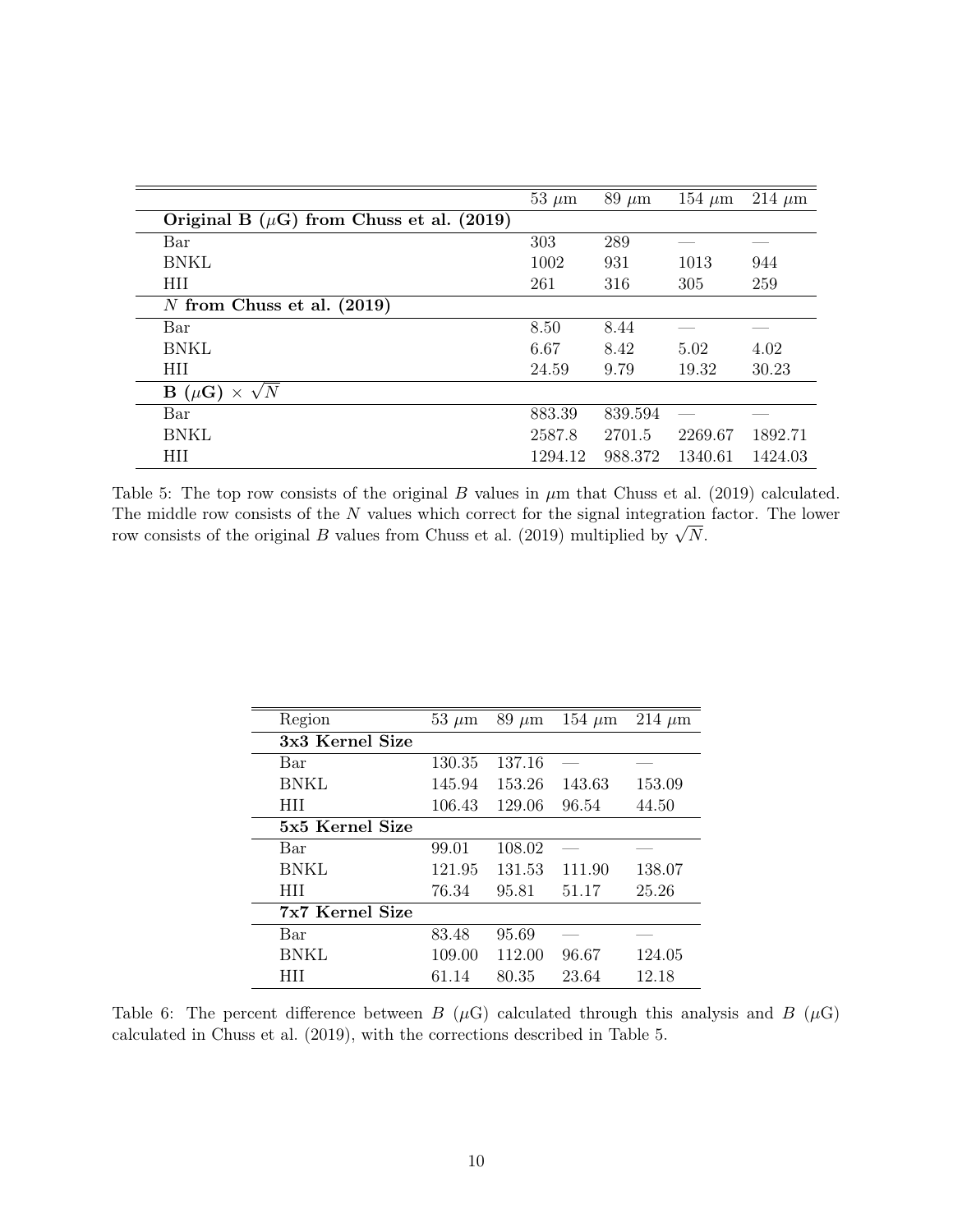| | 53 $\mu$m | 89 $\mu$m | 154 $\mu$m | 214 $\mu$m |
|---|---|---|---|---|
| **Original B ($\mu$G) from Chuss et al. (2019)** | | | | |
| Bar | 303 | 289 | — | — |
| BNKL | 1002 | 931 | 1013 | 944 |
| HII | 261 | 316 | 305 | 259 |
| **$N$ from Chuss et al. (2019)** | | | | |
| Bar | 8.50 | 8.44 | — | — |
| BNKL | 6.67 | 8.42 | 5.02 | 4.02 |
| HII | 24.59 | 9.79 | 19.32 | 30.23 |
| **B ($\mu$G) $\times \sqrt{N}$** | | | | |
| Bar | 883.39 | 839.594 | — | — |
| BNKL | 2587.8 | 2701.5 | 2269.67 | 1892.71 |
| HII | 1294.12 | 988.372 | 1340.61 | 1424.03 |

Table 5: The top row consists of the original $B$ values in $\mu$m that Chuss et al. (2019) calculated. The middle row consists of the $N$ values which correct for the signal integration factor. The lower row consists of the original $B$ values from Chuss et al. (2019) multiplied by $\sqrt{N}$.

| Region | 53 $\mu$m | 89 $\mu$m | 154 $\mu$m | 214 $\mu$m |
|---|---|---|---|---|
| **3x3 Kernel Size** | | | | |
| Bar | 130.35 | 137.16 | — | — |
| BNKL | 145.94 | 153.26 | 143.63 | 153.09 |
| HII | 106.43 | 129.06 | 96.54 | 44.50 |
| **5x5 Kernel Size** | | | | |
| Bar | 99.01 | 108.02 | — | — |
| BNKL | 121.95 | 131.53 | 111.90 | 138.07 |
| HII | 76.34 | 95.81 | 51.17 | 25.26 |
| **7x7 Kernel Size** | | | | |
| Bar | 83.48 | 95.69 | — | — |
| BNKL | 109.00 | 112.00 | 96.67 | 124.05 |
| HII | 61.14 | 80.35 | 23.64 | 12.18 |

Table 6: The percent difference between $B$ ($\mu$G) calculated through this analysis and $B$ ($\mu$G) calculated in Chuss et al. (2019), with the corrections described in Table 5.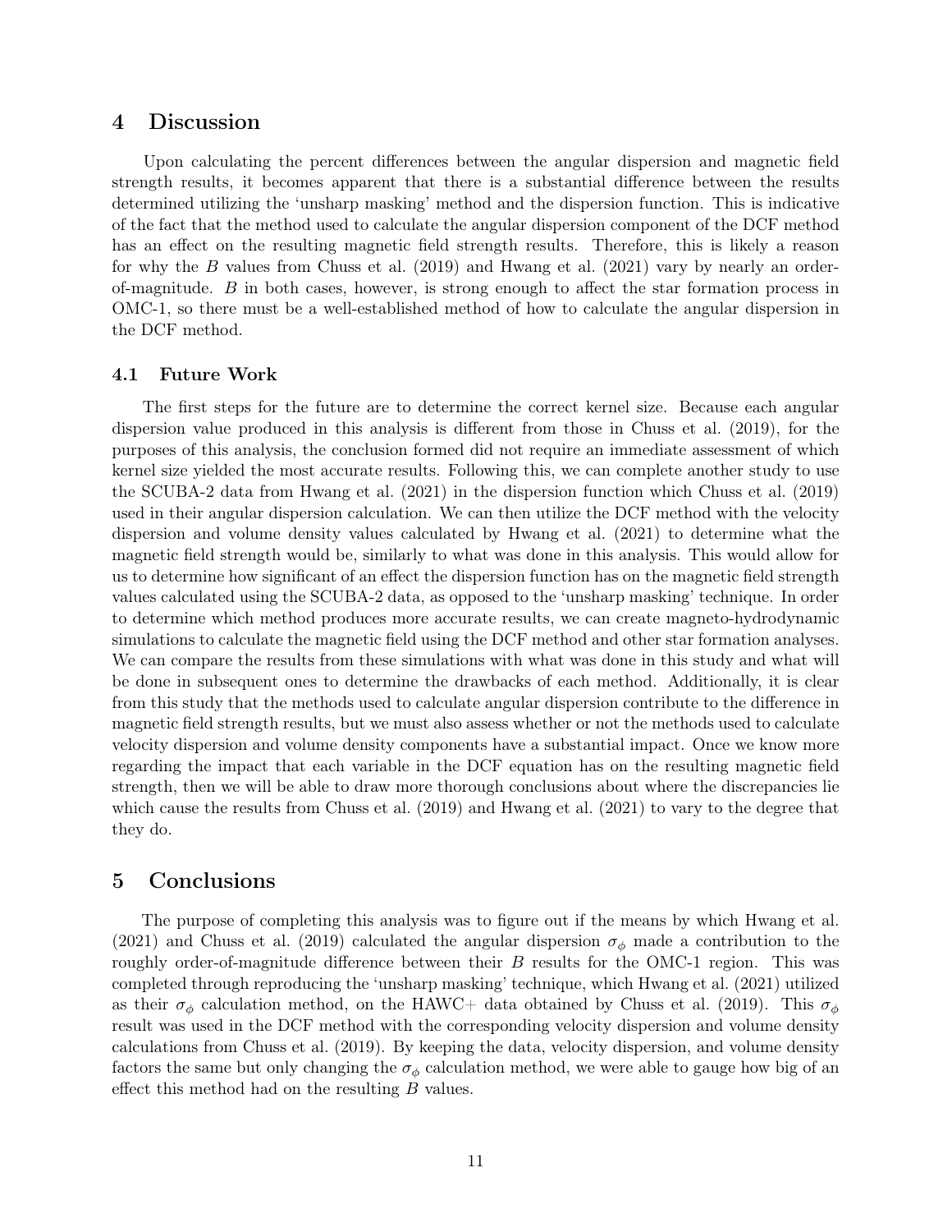# 4 Discussion

Upon calculating the percent differences between the angular dispersion and magnetic field strength results, it becomes apparent that there is a substantial difference between the results determined utilizing the 'unsharp masking' method and the dispersion function. This is indicative of the fact that the method used to calculate the angular dispersion component of the DCF method has an effect on the resulting magnetic field strength results. Therefore, this is likely a reason for why the $B$ values from Chuss et al. (2019) and Hwang et al. (2021) vary by nearly an order-of-magnitude. $B$ in both cases, however, is strong enough to affect the star formation process in OMC-1, so there must be a well-established method of how to calculate the angular dispersion in the DCF method.

## 4.1 Future Work

The first steps for the future are to determine the correct kernel size. Because each angular dispersion value produced in this analysis is different from those in Chuss et al. (2019), for the purposes of this analysis, the conclusion formed did not require an immediate assessment of which kernel size yielded the most accurate results. Following this, we can complete another study to use the SCUBA-2 data from Hwang et al. (2021) in the dispersion function which Chuss et al. (2019) used in their angular dispersion calculation. We can then utilize the DCF method with the velocity dispersion and volume density values calculated by Hwang et al. (2021) to determine what the magnetic field strength would be, similarly to what was done in this analysis. This would allow for us to determine how significant of an effect the dispersion function has on the magnetic field strength values calculated using the SCUBA-2 data, as opposed to the 'unsharp masking' technique. In order to determine which method produces more accurate results, we can create magneto-hydrodynamic simulations to calculate the magnetic field using the DCF method and other star formation analyses. We can compare the results from these simulations with what was done in this study and what will be done in subsequent ones to determine the drawbacks of each method. Additionally, it is clear from this study that the methods used to calculate angular dispersion contribute to the difference in magnetic field strength results, but we must also assess whether or not the methods used to calculate velocity dispersion and volume density components have a substantial impact. Once we know more regarding the impact that each variable in the DCF equation has on the resulting magnetic field strength, then we will be able to draw more thorough conclusions about where the discrepancies lie which cause the results from Chuss et al. (2019) and Hwang et al. (2021) to vary to the degree that they do.

# 5 Conclusions

The purpose of completing this analysis was to figure out if the means by which Hwang et al. (2021) and Chuss et al. (2019) calculated the angular dispersion $\sigma_\phi$ made a contribution to the roughly order-of-magnitude difference between their $B$ results for the OMC-1 region. This was completed through reproducing the 'unsharp masking' technique, which Hwang et al. (2021) utilized as their $\sigma_\phi$ calculation method, on the HAWC+ data obtained by Chuss et al. (2019). This $\sigma_\phi$ result was used in the DCF method with the corresponding velocity dispersion and volume density calculations from Chuss et al. (2019). By keeping the data, velocity dispersion, and volume density factors the same but only changing the $\sigma_\phi$ calculation method, we were able to gauge how big of an effect this method had on the resulting $B$ values.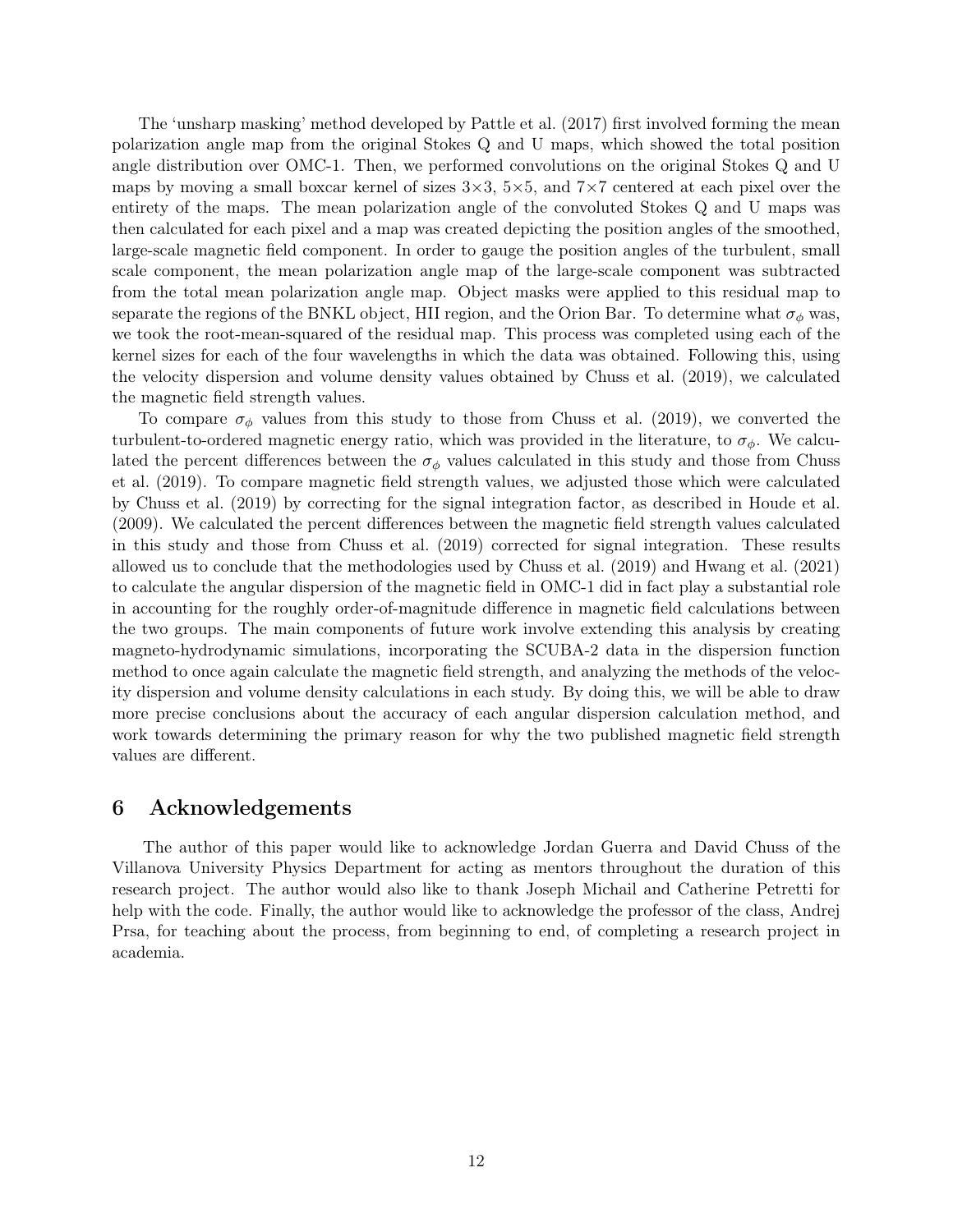The 'unsharp masking' method developed by Pattle et al. (2017) first involved forming the mean polarization angle map from the original Stokes Q and U maps, which showed the total position angle distribution over OMC-1. Then, we performed convolutions on the original Stokes Q and U maps by moving a small boxcar kernel of sizes 3×3, 5×5, and 7×7 centered at each pixel over the entirety of the maps. The mean polarization angle of the convoluted Stokes Q and U maps was then calculated for each pixel and a map was created depicting the position angles of the smoothed, large-scale magnetic field component. In order to gauge the position angles of the turbulent, small scale component, the mean polarization angle map of the large-scale component was subtracted from the total mean polarization angle map. Object masks were applied to this residual map to separate the regions of the BNKL object, HII region, and the Orion Bar. To determine what $\sigma_\phi$ was, we took the root-mean-squared of the residual map. This process was completed using each of the kernel sizes for each of the four wavelengths in which the data was obtained. Following this, using the velocity dispersion and volume density values obtained by Chuss et al. (2019), we calculated the magnetic field strength values.

To compare $\sigma_\phi$ values from this study to those from Chuss et al. (2019), we converted the turbulent-to-ordered magnetic energy ratio, which was provided in the literature, to $\sigma_\phi$. We calculated the percent differences between the $\sigma_\phi$ values calculated in this study and those from Chuss et al. (2019). To compare magnetic field strength values, we adjusted those which were calculated by Chuss et al. (2019) by correcting for the signal integration factor, as described in Houde et al. (2009). We calculated the percent differences between the magnetic field strength values calculated in this study and those from Chuss et al. (2019) corrected for signal integration. These results allowed us to conclude that the methodologies used by Chuss et al. (2019) and Hwang et al. (2021) to calculate the angular dispersion of the magnetic field in OMC-1 did in fact play a substantial role in accounting for the roughly order-of-magnitude difference in magnetic field calculations between the two groups. The main components of future work involve extending this analysis by creating magneto-hydrodynamic simulations, incorporating the SCUBA-2 data in the dispersion function method to once again calculate the magnetic field strength, and analyzing the methods of the velocity dispersion and volume density calculations in each study. By doing this, we will be able to draw more precise conclusions about the accuracy of each angular dispersion calculation method, and work towards determining the primary reason for why the two published magnetic field strength values are different.

## 6 Acknowledgements

The author of this paper would like to acknowledge Jordan Guerra and David Chuss of the Villanova University Physics Department for acting as mentors throughout the duration of this research project. The author would also like to thank Joseph Michail and Catherine Petretti for help with the code. Finally, the author would like to acknowledge the professor of the class, Andrej Prsa, for teaching about the process, from beginning to end, of completing a research project in academia.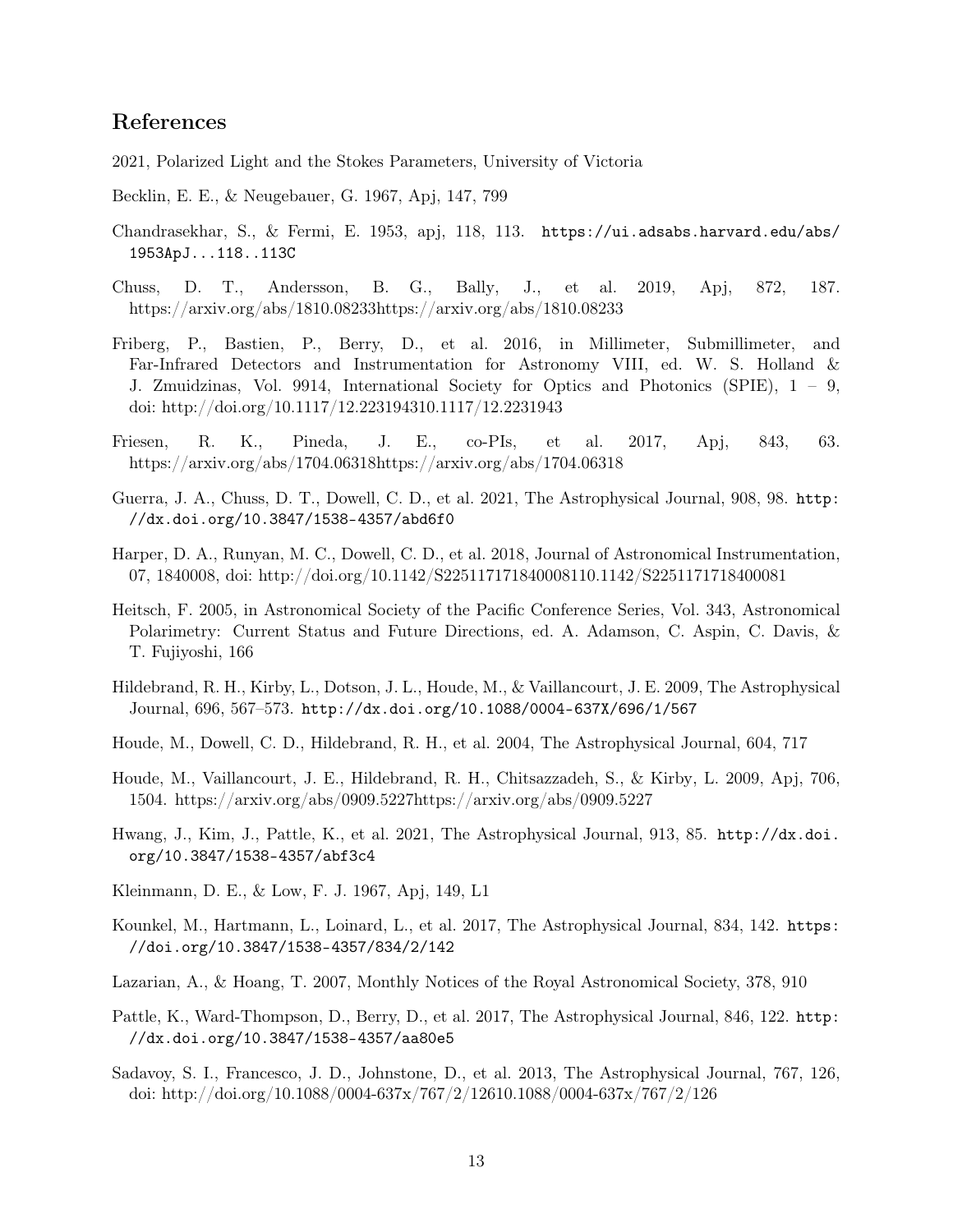## References

2021, Polarized Light and the Stokes Parameters, University of Victoria

Becklin, E. E., & Neugebauer, G. 1967, Apj, 147, 799

Chandrasekhar, S., & Fermi, E. 1953, apj, 118, 113. https://ui.adsabs.harvard.edu/abs/1953ApJ...118..113C

Chuss, D. T., Andersson, B. G., Bally, J., et al. 2019, Apj, 872, 187. https://arxiv.org/abs/1810.08233https://arxiv.org/abs/1810.08233

Friberg, P., Bastien, P., Berry, D., et al. 2016, in Millimeter, Submillimeter, and Far-Infrared Detectors and Instrumentation for Astronomy VIII, ed. W. S. Holland & J. Zmuidzinas, Vol. 9914, International Society for Optics and Photonics (SPIE), 1 – 9, doi: http://doi.org/10.1117/12.223194310.1117/12.2231943

Friesen, R. K., Pineda, J. E., co-PIs, et al. 2017, Apj, 843, 63. https://arxiv.org/abs/1704.06318https://arxiv.org/abs/1704.06318

Guerra, J. A., Chuss, D. T., Dowell, C. D., et al. 2021, The Astrophysical Journal, 908, 98. http://dx.doi.org/10.3847/1538-4357/abd6f0

Harper, D. A., Runyan, M. C., Dowell, C. D., et al. 2018, Journal of Astronomical Instrumentation, 07, 1840008, doi: http://doi.org/10.1142/S225117171840008110.1142/S2251171718400081

Heitsch, F. 2005, in Astronomical Society of the Pacific Conference Series, Vol. 343, Astronomical Polarimetry: Current Status and Future Directions, ed. A. Adamson, C. Aspin, C. Davis, & T. Fujiyoshi, 166

Hildebrand, R. H., Kirby, L., Dotson, J. L., Houde, M., & Vaillancourt, J. E. 2009, The Astrophysical Journal, 696, 567–573. http://dx.doi.org/10.1088/0004-637X/696/1/567

Houde, M., Dowell, C. D., Hildebrand, R. H., et al. 2004, The Astrophysical Journal, 604, 717

Houde, M., Vaillancourt, J. E., Hildebrand, R. H., Chitsazzadeh, S., & Kirby, L. 2009, Apj, 706, 1504. https://arxiv.org/abs/0909.5227https://arxiv.org/abs/0909.5227

Hwang, J., Kim, J., Pattle, K., et al. 2021, The Astrophysical Journal, 913, 85. http://dx.doi.org/10.3847/1538-4357/abf3c4

Kleinmann, D. E., & Low, F. J. 1967, Apj, 149, L1

Kounkel, M., Hartmann, L., Loinard, L., et al. 2017, The Astrophysical Journal, 834, 142. https://doi.org/10.3847/1538-4357/834/2/142

Lazarian, A., & Hoang, T. 2007, Monthly Notices of the Royal Astronomical Society, 378, 910

Pattle, K., Ward-Thompson, D., Berry, D., et al. 2017, The Astrophysical Journal, 846, 122. http://dx.doi.org/10.3847/1538-4357/aa80e5

Sadavoy, S. I., Francesco, J. D., Johnstone, D., et al. 2013, The Astrophysical Journal, 767, 126, doi: http://doi.org/10.1088/0004-637x/767/2/12610.1088/0004-637x/767/2/126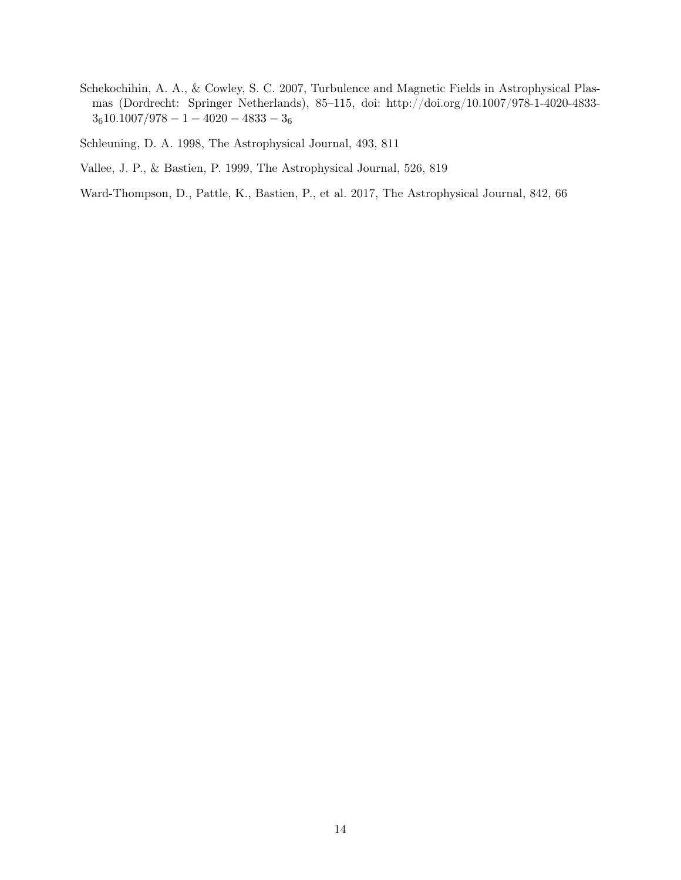Schekochihin, A. A., & Cowley, S. C. 2007, Turbulence and Magnetic Fields in Astrophysical Plasmas (Dordrecht: Springer Netherlands), 85–115, doi: http://doi.org/10.1007/978-1-4020-4833-$3_6 10.1007/978-1-4020-4833-3_6$

Schleuning, D. A. 1998, The Astrophysical Journal, 493, 811

Vallee, J. P., & Bastien, P. 1999, The Astrophysical Journal, 526, 819

Ward-Thompson, D., Pattle, K., Bastien, P., et al. 2017, The Astrophysical Journal, 842, 66